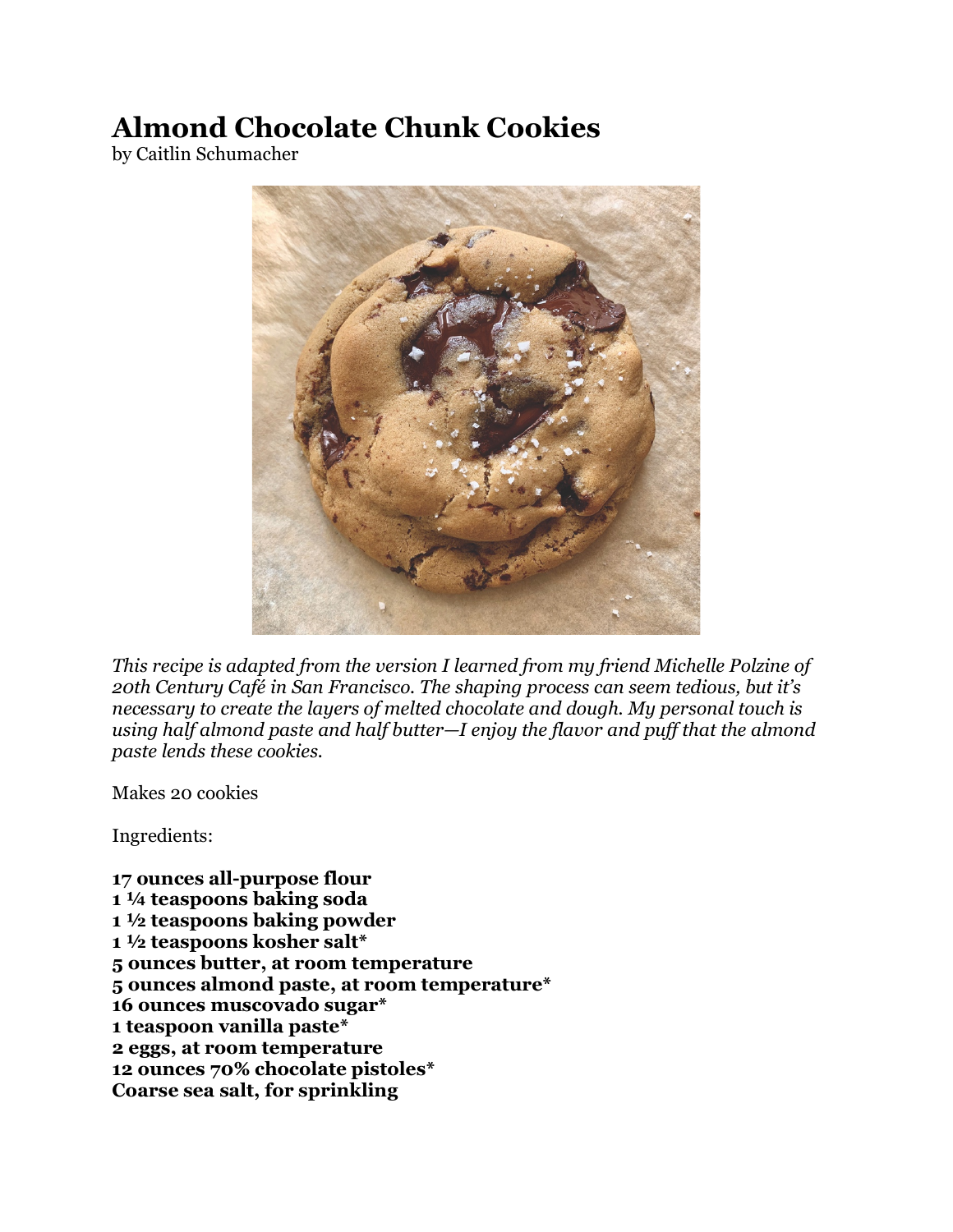# Almond Chocolate Chunk Cookies

by Caitlin Schumacher

*This recipe is adapted from the version I learned from my friend Michelle Polzine of 20th Century Café in San Francisco. The shaping process can seem tedious, but it's necessary to create the layers of melted chocolate and dough. My personal touch is using half almond paste and half butter—I enjoy the flavor and puff that the almond paste lends these cookies.*

Makes 20 cookies

Ingredients:

**17 ounces all-purpose flour**
**1 ¼ teaspoons baking soda**
**1 ½ teaspoons baking powder**
**1 ½ teaspoons kosher salt***
**5 ounces butter, at room temperature**
**5 ounces almond paste, at room temperature***
**16 ounces muscovado sugar***
**1 teaspoon vanilla paste***
**2 eggs, at room temperature**
**12 ounces 70% chocolate pistoles***
**Coarse sea salt, for sprinkling**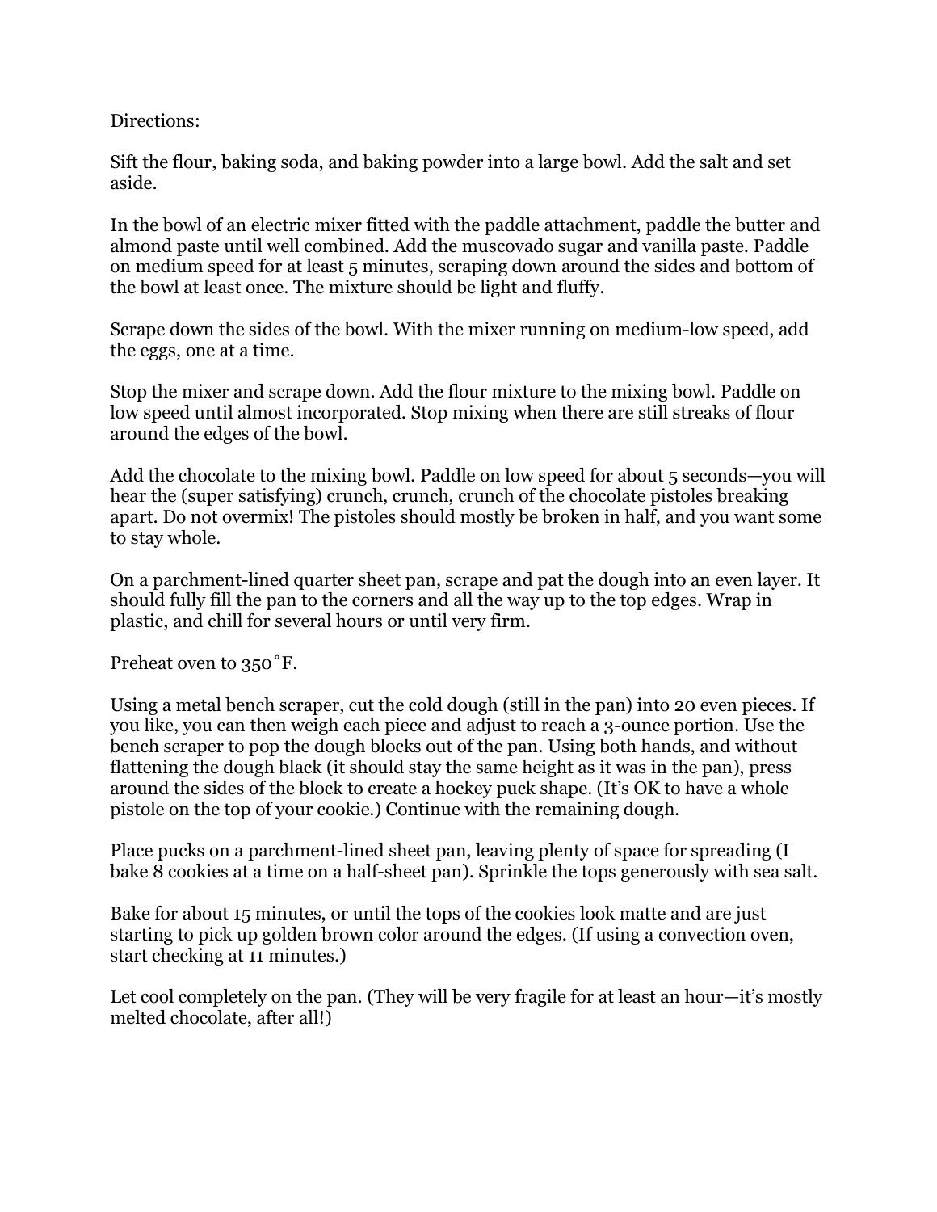Directions:

Sift the flour, baking soda, and baking powder into a large bowl. Add the salt and set aside.

In the bowl of an electric mixer fitted with the paddle attachment, paddle the butter and almond paste until well combined. Add the muscovado sugar and vanilla paste. Paddle on medium speed for at least 5 minutes, scraping down around the sides and bottom of the bowl at least once. The mixture should be light and fluffy.

Scrape down the sides of the bowl. With the mixer running on medium-low speed, add the eggs, one at a time.

Stop the mixer and scrape down. Add the flour mixture to the mixing bowl. Paddle on low speed until almost incorporated. Stop mixing when there are still streaks of flour around the edges of the bowl.

Add the chocolate to the mixing bowl. Paddle on low speed for about 5 seconds—you will hear the (super satisfying) crunch, crunch, crunch of the chocolate pistoles breaking apart. Do not overmix! The pistoles should mostly be broken in half, and you want some to stay whole.

On a parchment-lined quarter sheet pan, scrape and pat the dough into an even layer. It should fully fill the pan to the corners and all the way up to the top edges. Wrap in plastic, and chill for several hours or until very firm.

Preheat oven to 350˚F.

Using a metal bench scraper, cut the cold dough (still in the pan) into 20 even pieces. If you like, you can then weigh each piece and adjust to reach a 3-ounce portion. Use the bench scraper to pop the dough blocks out of the pan. Using both hands, and without flattening the dough black (it should stay the same height as it was in the pan), press around the sides of the block to create a hockey puck shape. (It's OK to have a whole pistole on the top of your cookie.) Continue with the remaining dough.

Place pucks on a parchment-lined sheet pan, leaving plenty of space for spreading (I bake 8 cookies at a time on a half-sheet pan). Sprinkle the tops generously with sea salt.

Bake for about 15 minutes, or until the tops of the cookies look matte and are just starting to pick up golden brown color around the edges. (If using a convection oven, start checking at 11 minutes.)

Let cool completely on the pan. (They will be very fragile for at least an hour—it's mostly melted chocolate, after all!)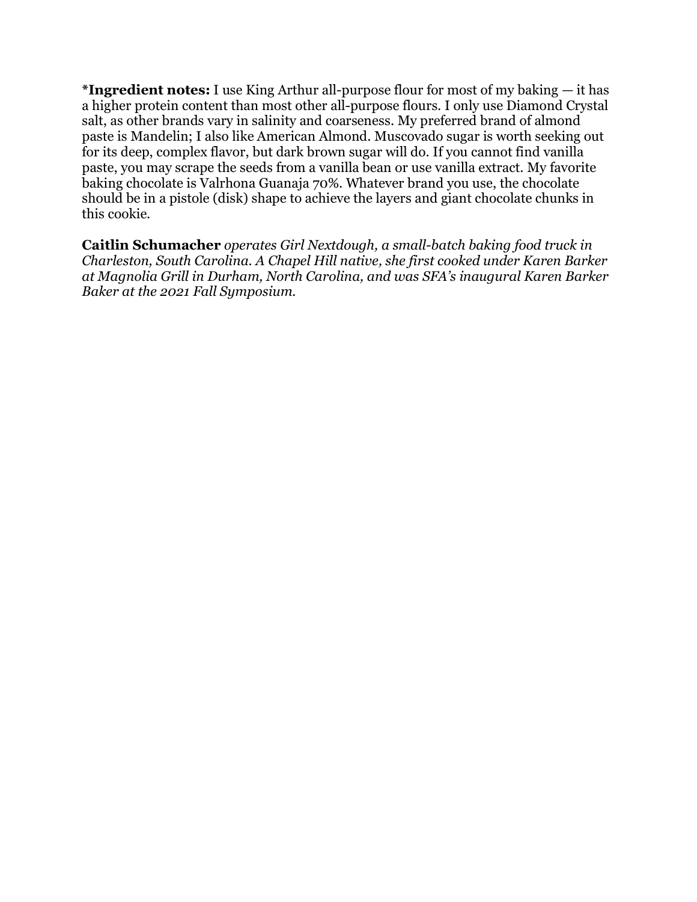***Ingredient notes:** I use King Arthur all-purpose flour for most of my baking — it has a higher protein content than most other all-purpose flours. I only use Diamond Crystal salt, as other brands vary in salinity and coarseness. My preferred brand of almond paste is Mandelin; I also like American Almond. Muscovado sugar is worth seeking out for its deep, complex flavor, but dark brown sugar will do. If you cannot find vanilla paste, you may scrape the seeds from a vanilla bean or use vanilla extract. My favorite baking chocolate is Valrhona Guanaja 70%. Whatever brand you use, the chocolate should be in a pistole (disk) shape to achieve the layers and giant chocolate chunks in this cookie.

**Caitlin Schumacher** *operates Girl Nextdough, a small-batch baking food truck in Charleston, South Carolina. A Chapel Hill native, she first cooked under Karen Barker at Magnolia Grill in Durham, North Carolina, and was SFA's inaugural Karen Barker Baker at the 2021 Fall Symposium.*